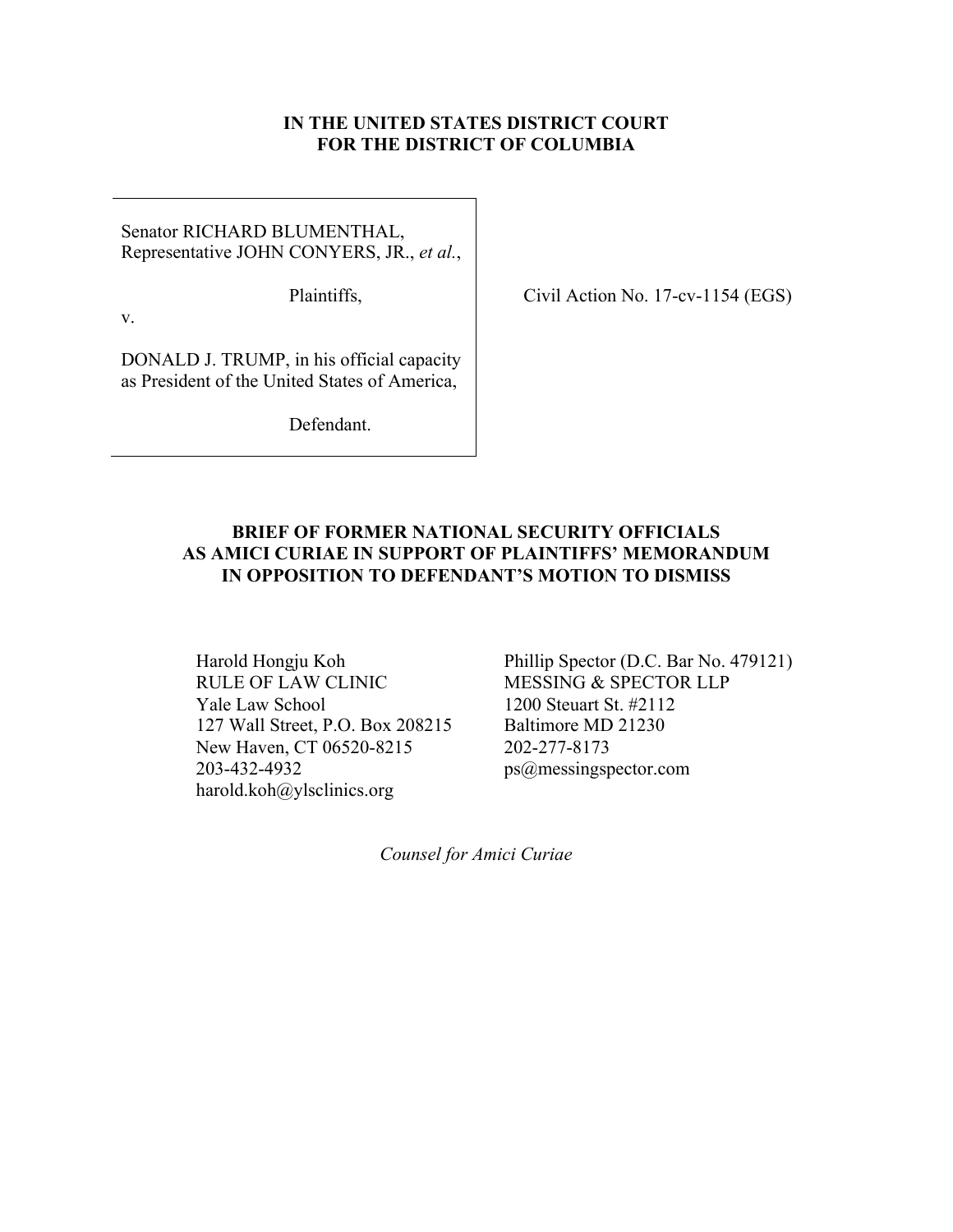**IN THE UNITED STATES DISTRICT COURT**
**FOR THE DISTRICT OF COLUMBIA**

Senator RICHARD BLUMENTHAL,
Representative JOHN CONYERS, JR., *et al.*,

Plaintiffs,

v.

DONALD J. TRUMP, in his official capacity as President of the United States of America,

Defendant.

Civil Action No. 17-cv-1154 (EGS)

**BRIEF OF FORMER NATIONAL SECURITY OFFICIALS AS AMICI CURIAE IN SUPPORT OF PLAINTIFFS' MEMORANDUM IN OPPOSITION TO DEFENDANT'S MOTION TO DISMISS**

Harold Hongju Koh
RULE OF LAW CLINIC
Yale Law School
127 Wall Street, P.O. Box 208215
New Haven, CT 06520-8215
203-432-4932
harold.koh@ylsclinics.org

Phillip Spector (D.C. Bar No. 479121)
MESSING & SPECTOR LLP
1200 Steuart St. #2112
Baltimore MD 21230
202-277-8173
ps@messingspector.com

*Counsel for Amici Curiae*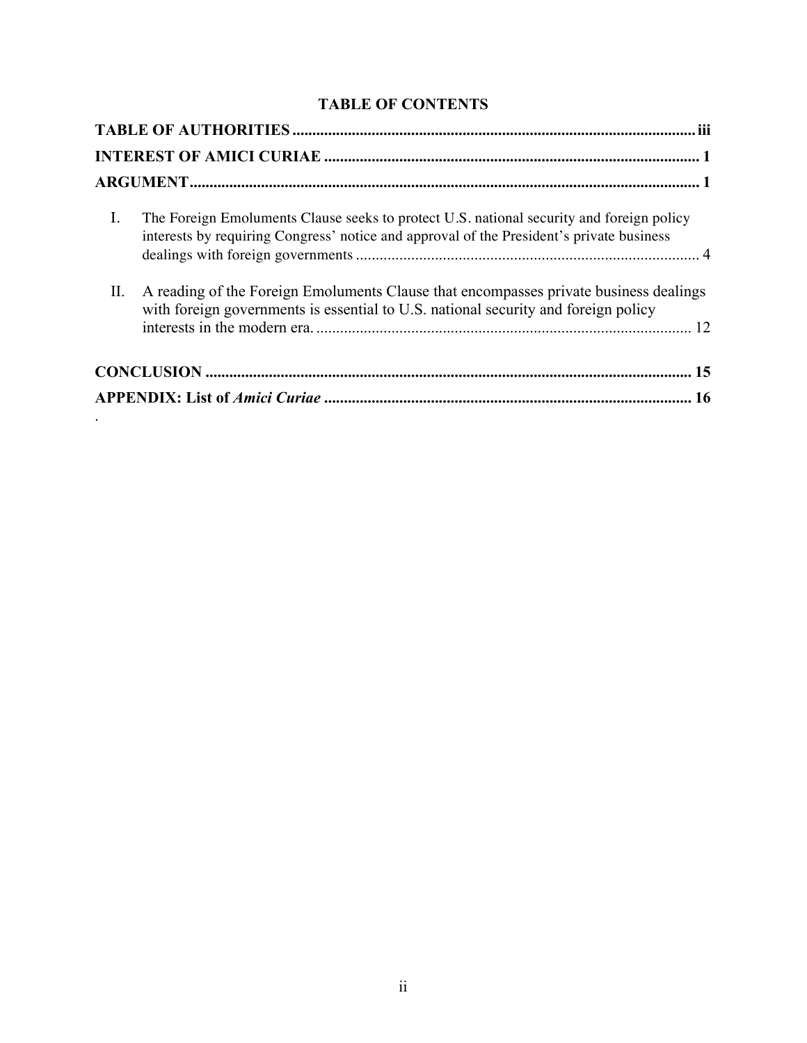## TABLE OF CONTENTS

**TABLE OF AUTHORITIES** ..... **iii**

**INTEREST OF AMICI CURIAE** ..... **1**

**ARGUMENT** ..... **1**

I. The Foreign Emoluments Clause seeks to protect U.S. national security and foreign policy interests by requiring Congress' notice and approval of the President's private business dealings with foreign governments ..... 4

II. A reading of the Foreign Emoluments Clause that encompasses private business dealings with foreign governments is essential to U.S. national security and foreign policy interests in the modern era. ..... 12

**CONCLUSION** ..... **15**

**APPENDIX: List of *Amici Curiae*** ..... **16**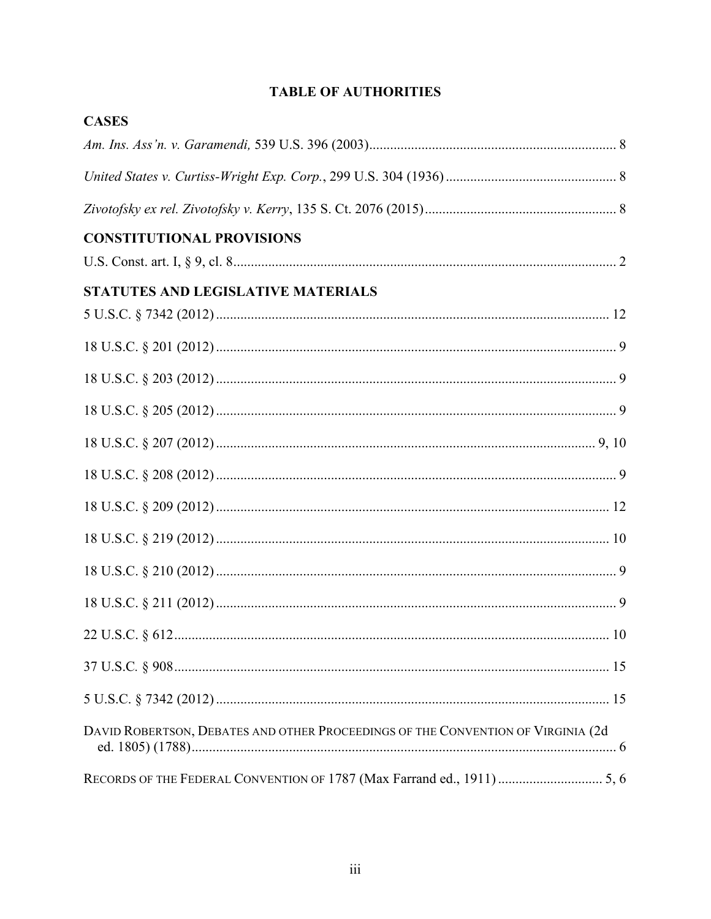# TABLE OF AUTHORITIES

## CASES

*Am. Ins. Ass'n. v. Garamendi,* 539 U.S. 396 (2003) ........ 8

*United States v. Curtiss-Wright Exp. Corp.*, 299 U.S. 304 (1936) ........ 8

*Zivotofsky ex rel. Zivotofsky v. Kerry*, 135 S. Ct. 2076 (2015) ........ 8

## CONSTITUTIONAL PROVISIONS

U.S. Const. art. I, § 9, cl. 8 ........ 2

## STATUTES AND LEGISLATIVE MATERIALS

5 U.S.C. § 7342 (2012) ........ 12

18 U.S.C. § 201 (2012) ........ 9

18 U.S.C. § 203 (2012) ........ 9

18 U.S.C. § 205 (2012) ........ 9

18 U.S.C. § 207 (2012) ........ 9, 10

18 U.S.C. § 208 (2012) ........ 9

18 U.S.C. § 209 (2012) ........ 12

18 U.S.C. § 219 (2012) ........ 10

18 U.S.C. § 210 (2012) ........ 9

18 U.S.C. § 211 (2012) ........ 9

22 U.S.C. § 612 ........ 10

37 U.S.C. § 908 ........ 15

5 U.S.C. § 7342 (2012) ........ 15

DAVID ROBERTSON, DEBATES AND OTHER PROCEEDINGS OF THE CONVENTION OF VIRGINIA (2d ed. 1805) (1788) ........ 6

RECORDS OF THE FEDERAL CONVENTION OF 1787 (Max Farrand ed., 1911) ........ 5, 6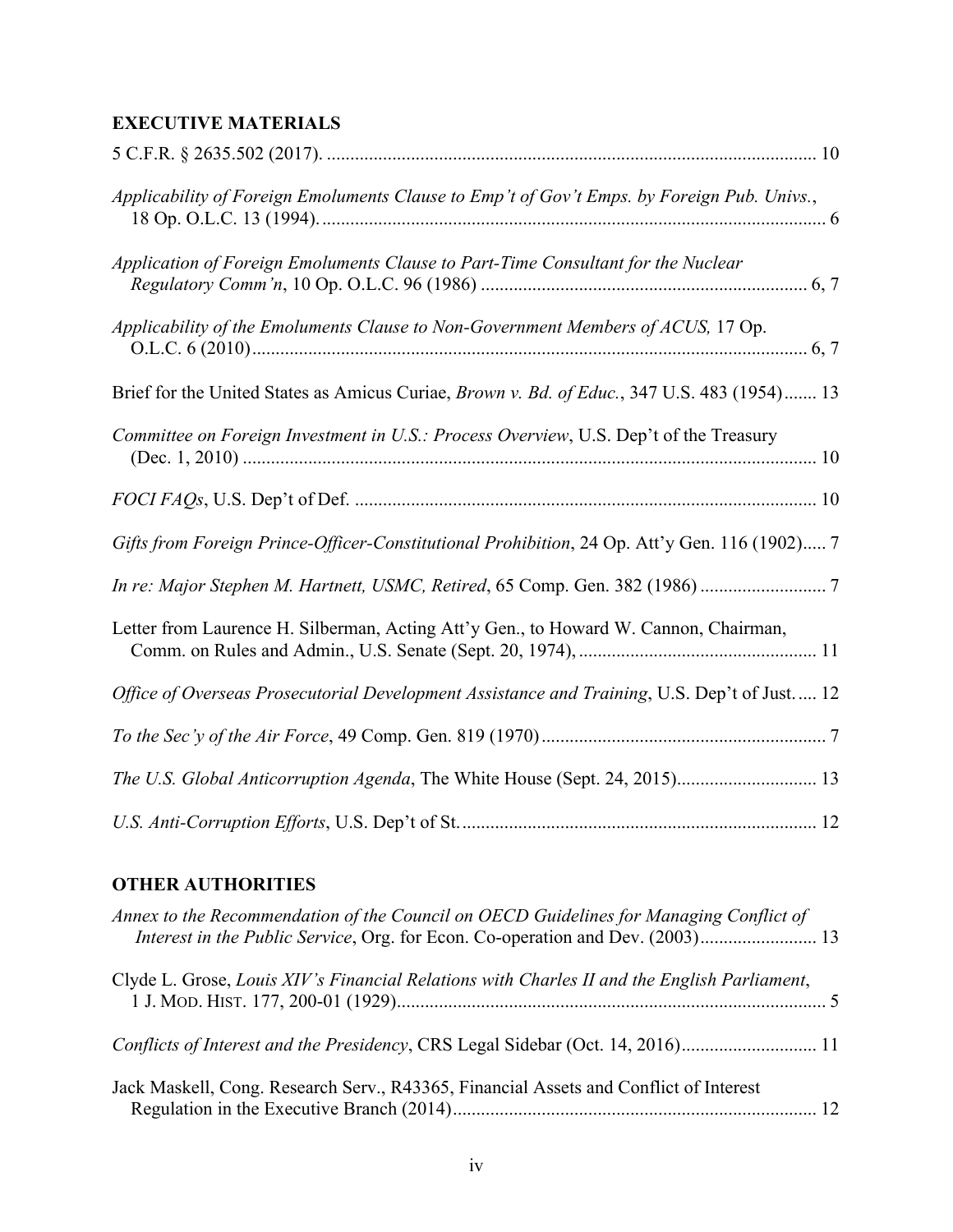**EXECUTIVE MATERIALS**

5 C.F.R. § 2635.502 (2017). ........................................................................................................ 10

*Applicability of Foreign Emoluments Clause to Emp't of Gov't Emps. by Foreign Pub. Univs.*, 18 Op. O.L.C. 13 (1994). .......................................................................................................... 6

*Application of Foreign Emoluments Clause to Part-Time Consultant for the Nuclear Regulatory Comm'n*, 10 Op. O.L.C. 96 (1986) ..................................................................... 6, 7

*Applicability of the Emoluments Clause to Non-Government Members of ACUS,* 17 Op. O.L.C. 6 (2010)...................................................................................................................... 6, 7

Brief for the United States as Amicus Curiae, *Brown v. Bd. of Educ.*, 347 U.S. 483 (1954)....... 13

*Committee on Foreign Investment in U.S.: Process Overview*, U.S. Dep't of the Treasury (Dec. 1, 2010) ......................................................................................................................... 10

*FOCI FAQs*, U.S. Dep't of Def. .................................................................................................. 10

*Gifts from Foreign Prince-Officer-Constitutional Prohibition*, 24 Op. Att'y Gen. 116 (1902)..... 7

*In re: Major Stephen M. Hartnett, USMC, Retired*, 65 Comp. Gen. 382 (1986) .......................... 7

Letter from Laurence H. Silberman, Acting Att'y Gen., to Howard W. Cannon, Chairman, Comm. on Rules and Admin., U.S. Senate (Sept. 20, 1974), .................................................. 11

*Office of Overseas Prosecutorial Development Assistance and Training*, U.S. Dep't of Just..... 12

*To the Sec'y of the Air Force*, 49 Comp. Gen. 819 (1970)............................................................ 7

*The U.S. Global Anticorruption Agenda*, The White House (Sept. 24, 2015)............................. 13

*U.S. Anti-Corruption Efforts*, U.S. Dep't of St.......................................................................... 12

**OTHER AUTHORITIES**

*Annex to the Recommendation of the Council on OECD Guidelines for Managing Conflict of Interest in the Public Service*, Org. for Econ. Co-operation and Dev. (2003)......................... 13

Clyde L. Grose, *Louis XIV's Financial Relations with Charles II and the English Parliament*, 1 J. MOD. HIST. 177, 200-01 (1929)........................................................................................... 5

*Conflicts of Interest and the Presidency*, CRS Legal Sidebar (Oct. 14, 2016)............................ 11

Jack Maskell, Cong. Research Serv., R43365, Financial Assets and Conflict of Interest Regulation in the Executive Branch (2014)............................................................................. 12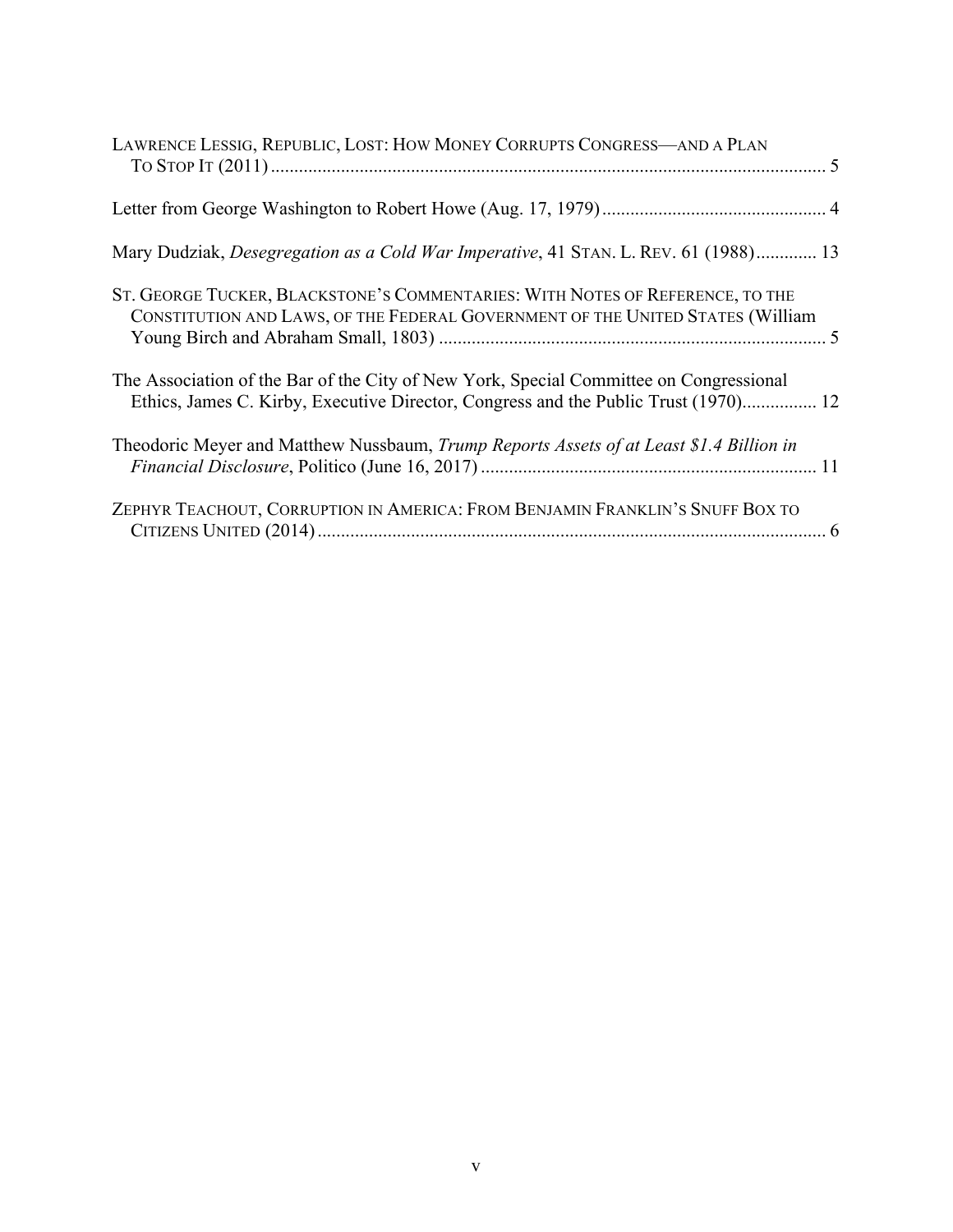LAWRENCE LESSIG, REPUBLIC, LOST: HOW MONEY CORRUPTS CONGRESS—AND A PLAN TO STOP IT (2011) ........................................................................................................ 5

Letter from George Washington to Robert Howe (Aug. 17, 1979) ................................................ 4

Mary Dudziak, *Desegregation as a Cold War Imperative*, 41 STAN. L. REV. 61 (1988) ............. 13

ST. GEORGE TUCKER, BLACKSTONE'S COMMENTARIES: WITH NOTES OF REFERENCE, TO THE CONSTITUTION AND LAWS, OF THE FEDERAL GOVERNMENT OF THE UNITED STATES (William Young Birch and Abraham Small, 1803) ................................................................................... 5

The Association of the Bar of the City of New York, Special Committee on Congressional Ethics, James C. Kirby, Executive Director, Congress and the Public Trust (1970)................ 12

Theodoric Meyer and Matthew Nussbaum, *Trump Reports Assets of at Least $1.4 Billion in Financial Disclosure*, Politico (June 16, 2017) ........................................................................ 11

ZEPHYR TEACHOUT, CORRUPTION IN AMERICA: FROM BENJAMIN FRANKLIN'S SNUFF BOX TO CITIZENS UNITED (2014) ............................................................................................................. 6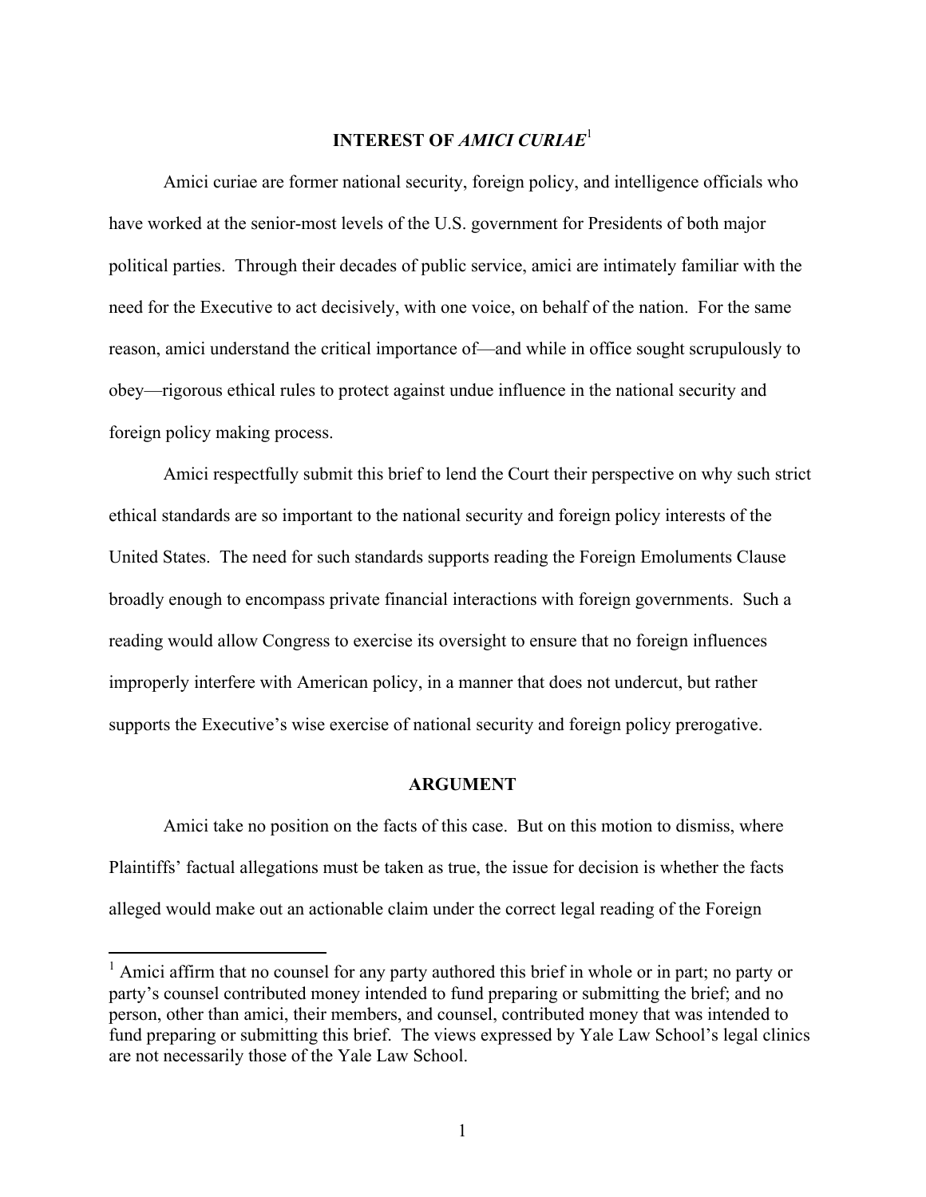## INTEREST OF *AMICI CURIAE*[1]

Amici curiae are former national security, foreign policy, and intelligence officials who have worked at the senior-most levels of the U.S. government for Presidents of both major political parties. Through their decades of public service, amici are intimately familiar with the need for the Executive to act decisively, with one voice, on behalf of the nation. For the same reason, amici understand the critical importance of—and while in office sought scrupulously to obey—rigorous ethical rules to protect against undue influence in the national security and foreign policy making process.

Amici respectfully submit this brief to lend the Court their perspective on why such strict ethical standards are so important to the national security and foreign policy interests of the United States. The need for such standards supports reading the Foreign Emoluments Clause broadly enough to encompass private financial interactions with foreign governments. Such a reading would allow Congress to exercise its oversight to ensure that no foreign influences improperly interfere with American policy, in a manner that does not undercut, but rather supports the Executive's wise exercise of national security and foreign policy prerogative.

## ARGUMENT

Amici take no position on the facts of this case. But on this motion to dismiss, where Plaintiffs' factual allegations must be taken as true, the issue for decision is whether the facts alleged would make out an actionable claim under the correct legal reading of the Foreign

[1] Amici affirm that no counsel for any party authored this brief in whole or in part; no party or party's counsel contributed money intended to fund preparing or submitting the brief; and no person, other than amici, their members, and counsel, contributed money that was intended to fund preparing or submitting this brief. The views expressed by Yale Law School's legal clinics are not necessarily those of the Yale Law School.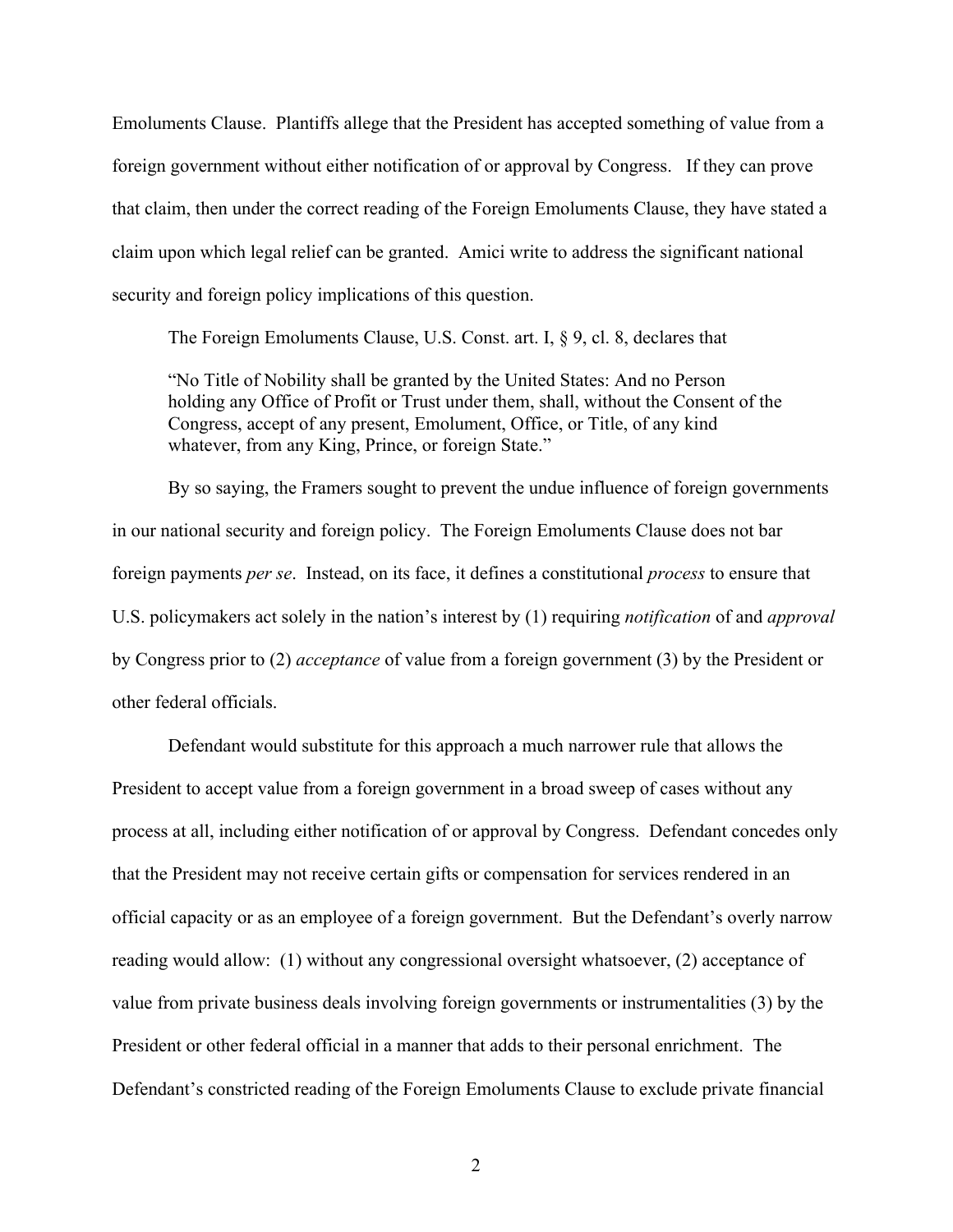Emoluments Clause. Plantiffs allege that the President has accepted something of value from a foreign government without either notification of or approval by Congress. If they can prove that claim, then under the correct reading of the Foreign Emoluments Clause, they have stated a claim upon which legal relief can be granted. Amici write to address the significant national security and foreign policy implications of this question.

The Foreign Emoluments Clause, U.S. Const. art. I, § 9, cl. 8, declares that

> "No Title of Nobility shall be granted by the United States: And no Person holding any Office of Profit or Trust under them, shall, without the Consent of the Congress, accept of any present, Emolument, Office, or Title, of any kind whatever, from any King, Prince, or foreign State."

By so saying, the Framers sought to prevent the undue influence of foreign governments in our national security and foreign policy. The Foreign Emoluments Clause does not bar foreign payments *per se*. Instead, on its face, it defines a constitutional *process* to ensure that U.S. policymakers act solely in the nation's interest by (1) requiring *notification* of and *approval* by Congress prior to (2) *acceptance* of value from a foreign government (3) by the President or other federal officials.

Defendant would substitute for this approach a much narrower rule that allows the President to accept value from a foreign government in a broad sweep of cases without any process at all, including either notification of or approval by Congress. Defendant concedes only that the President may not receive certain gifts or compensation for services rendered in an official capacity or as an employee of a foreign government. But the Defendant's overly narrow reading would allow: (1) without any congressional oversight whatsoever, (2) acceptance of value from private business deals involving foreign governments or instrumentalities (3) by the President or other federal official in a manner that adds to their personal enrichment. The Defendant's constricted reading of the Foreign Emoluments Clause to exclude private financial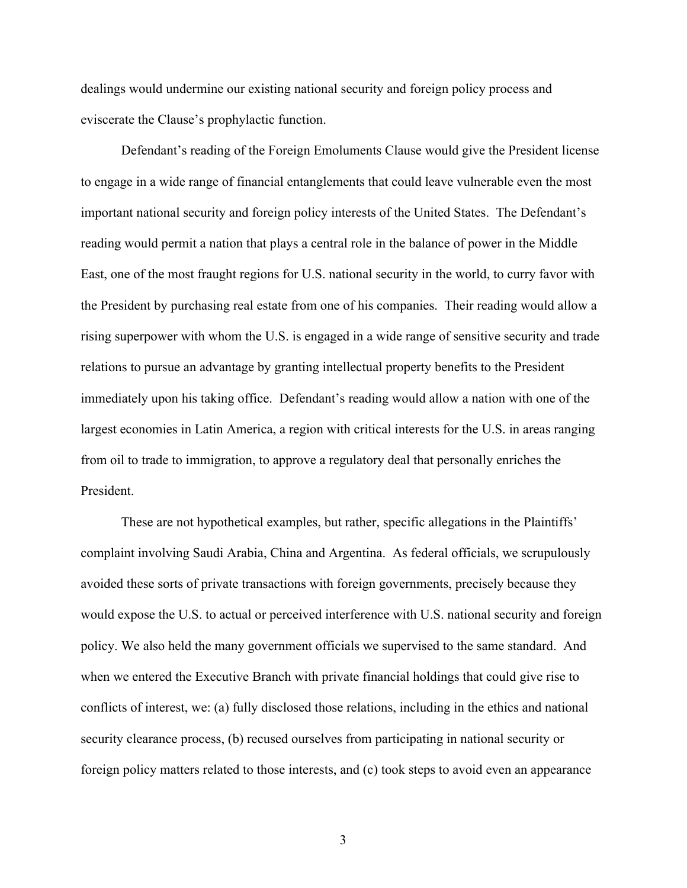dealings would undermine our existing national security and foreign policy process and eviscerate the Clause's prophylactic function.

Defendant's reading of the Foreign Emoluments Clause would give the President license to engage in a wide range of financial entanglements that could leave vulnerable even the most important national security and foreign policy interests of the United States. The Defendant's reading would permit a nation that plays a central role in the balance of power in the Middle East, one of the most fraught regions for U.S. national security in the world, to curry favor with the President by purchasing real estate from one of his companies. Their reading would allow a rising superpower with whom the U.S. is engaged in a wide range of sensitive security and trade relations to pursue an advantage by granting intellectual property benefits to the President immediately upon his taking office. Defendant's reading would allow a nation with one of the largest economies in Latin America, a region with critical interests for the U.S. in areas ranging from oil to trade to immigration, to approve a regulatory deal that personally enriches the President.

These are not hypothetical examples, but rather, specific allegations in the Plaintiffs' complaint involving Saudi Arabia, China and Argentina. As federal officials, we scrupulously avoided these sorts of private transactions with foreign governments, precisely because they would expose the U.S. to actual or perceived interference with U.S. national security and foreign policy. We also held the many government officials we supervised to the same standard. And when we entered the Executive Branch with private financial holdings that could give rise to conflicts of interest, we: (a) fully disclosed those relations, including in the ethics and national security clearance process, (b) recused ourselves from participating in national security or foreign policy matters related to those interests, and (c) took steps to avoid even an appearance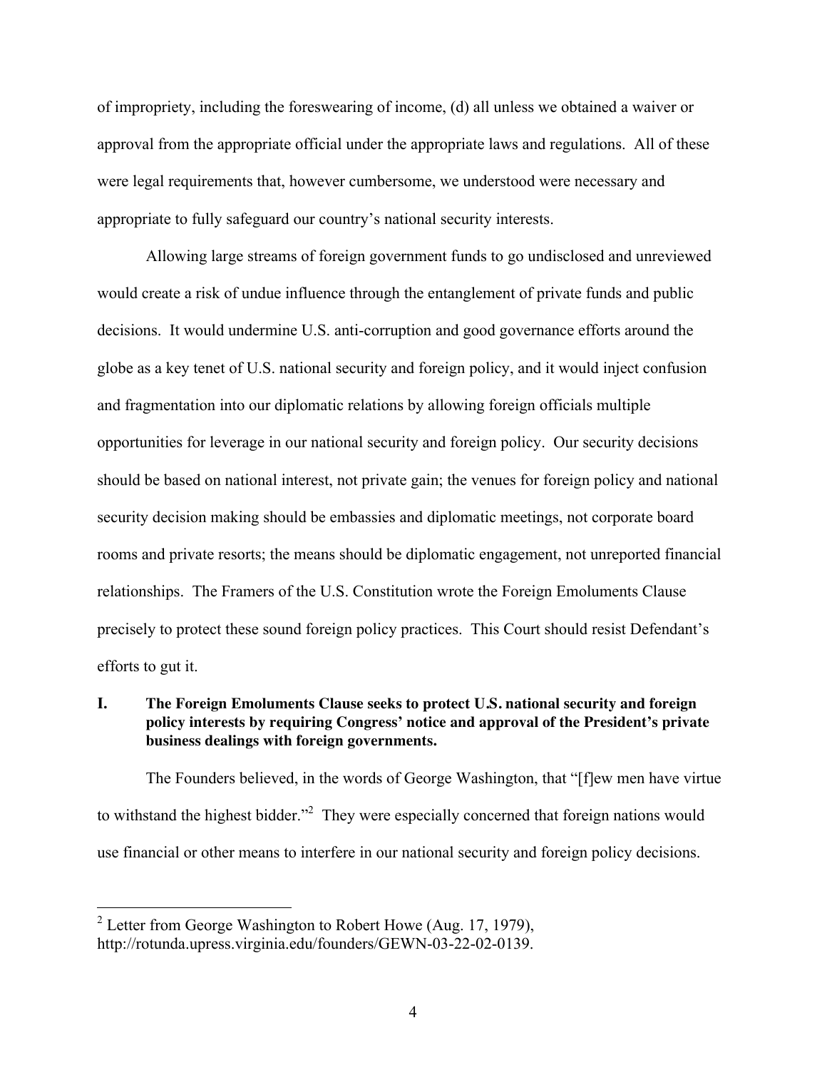of impropriety, including the foreswearing of income, (d) all unless we obtained a waiver or approval from the appropriate official under the appropriate laws and regulations. All of these were legal requirements that, however cumbersome, we understood were necessary and appropriate to fully safeguard our country's national security interests.

Allowing large streams of foreign government funds to go undisclosed and unreviewed would create a risk of undue influence through the entanglement of private funds and public decisions. It would undermine U.S. anti-corruption and good governance efforts around the globe as a key tenet of U.S. national security and foreign policy, and it would inject confusion and fragmentation into our diplomatic relations by allowing foreign officials multiple opportunities for leverage in our national security and foreign policy. Our security decisions should be based on national interest, not private gain; the venues for foreign policy and national security decision making should be embassies and diplomatic meetings, not corporate board rooms and private resorts; the means should be diplomatic engagement, not unreported financial relationships. The Framers of the U.S. Constitution wrote the Foreign Emoluments Clause precisely to protect these sound foreign policy practices. This Court should resist Defendant's efforts to gut it.

## I. The Foreign Emoluments Clause seeks to protect U.S. national security and foreign policy interests by requiring Congress' notice and approval of the President's private business dealings with foreign governments.

The Founders believed, in the words of George Washington, that "[f]ew men have virtue to withstand the highest bidder."[2] They were especially concerned that foreign nations would use financial or other means to interfere in our national security and foreign policy decisions.

---

[2] Letter from George Washington to Robert Howe (Aug. 17, 1979), http://rotunda.upress.virginia.edu/founders/GEWN-03-22-02-0139.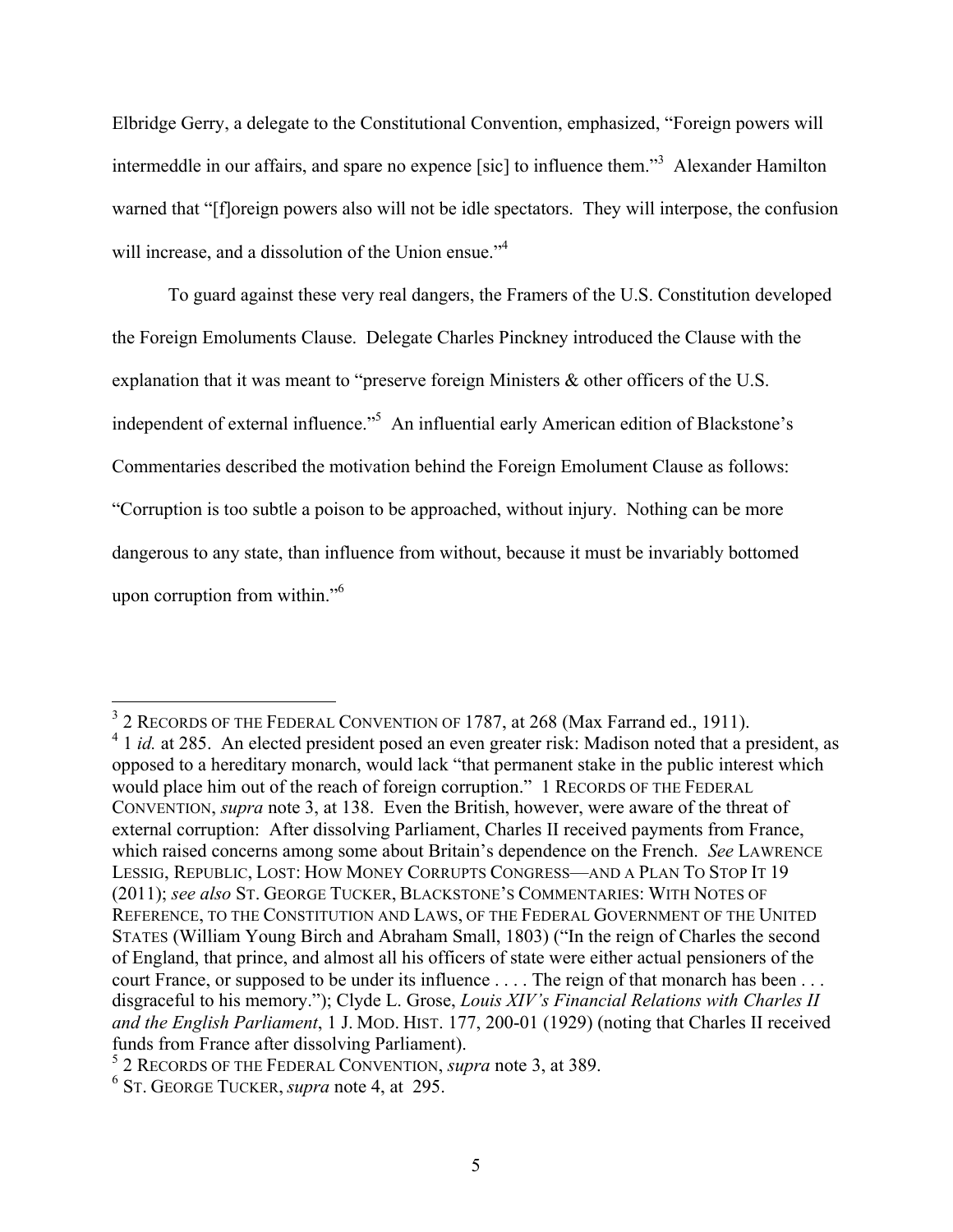Elbridge Gerry, a delegate to the Constitutional Convention, emphasized, "Foreign powers will intermeddle in our affairs, and spare no expence [sic] to influence them."[3] Alexander Hamilton warned that "[f]oreign powers also will not be idle spectators. They will interpose, the confusion will increase, and a dissolution of the Union ensue."[4]

To guard against these very real dangers, the Framers of the U.S. Constitution developed the Foreign Emoluments Clause. Delegate Charles Pinckney introduced the Clause with the explanation that it was meant to "preserve foreign Ministers & other officers of the U.S. independent of external influence."[5] An influential early American edition of Blackstone's Commentaries described the motivation behind the Foreign Emolument Clause as follows: "Corruption is too subtle a poison to be approached, without injury. Nothing can be more dangerous to any state, than influence from without, because it must be invariably bottomed upon corruption from within."[6]

---

[3] 2 RECORDS OF THE FEDERAL CONVENTION OF 1787, at 268 (Max Farrand ed., 1911).

[4] 1 *id.* at 285. An elected president posed an even greater risk: Madison noted that a president, as opposed to a hereditary monarch, would lack "that permanent stake in the public interest which would place him out of the reach of foreign corruption." 1 RECORDS OF THE FEDERAL CONVENTION, *supra* note 3, at 138. Even the British, however, were aware of the threat of external corruption: After dissolving Parliament, Charles II received payments from France, which raised concerns among some about Britain's dependence on the French. *See* LAWRENCE LESSIG, REPUBLIC, LOST: HOW MONEY CORRUPTS CONGRESS—AND A PLAN TO STOP IT 19 (2011); *see also* ST. GEORGE TUCKER, BLACKSTONE'S COMMENTARIES: WITH NOTES OF REFERENCE, TO THE CONSTITUTION AND LAWS, OF THE FEDERAL GOVERNMENT OF THE UNITED STATES (William Young Birch and Abraham Small, 1803) ("In the reign of Charles the second of England, that prince, and almost all his officers of state were either actual pensioners of the court France, or supposed to be under its influence . . . . The reign of that monarch has been . . . disgraceful to his memory."); Clyde L. Grose, *Louis XIV's Financial Relations with Charles II and the English Parliament*, 1 J. MOD. HIST. 177, 200-01 (1929) (noting that Charles II received funds from France after dissolving Parliament).

[5] 2 RECORDS OF THE FEDERAL CONVENTION, *supra* note 3, at 389.

[6] ST. GEORGE TUCKER, *supra* note 4, at 295.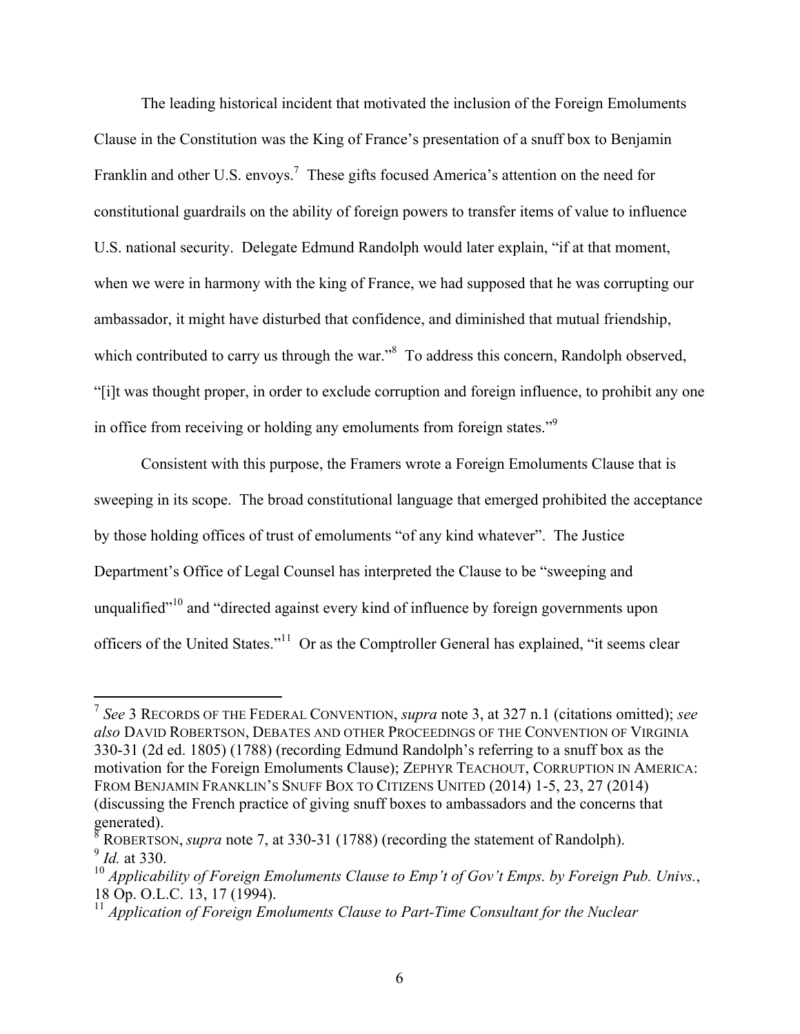The leading historical incident that motivated the inclusion of the Foreign Emoluments Clause in the Constitution was the King of France's presentation of a snuff box to Benjamin Franklin and other U.S. envoys.[7] These gifts focused America's attention on the need for constitutional guardrails on the ability of foreign powers to transfer items of value to influence U.S. national security. Delegate Edmund Randolph would later explain, "if at that moment, when we were in harmony with the king of France, we had supposed that he was corrupting our ambassador, it might have disturbed that confidence, and diminished that mutual friendship, which contributed to carry us through the war."[8] To address this concern, Randolph observed, "[i]t was thought proper, in order to exclude corruption and foreign influence, to prohibit any one in office from receiving or holding any emoluments from foreign states."[9]

Consistent with this purpose, the Framers wrote a Foreign Emoluments Clause that is sweeping in its scope. The broad constitutional language that emerged prohibited the acceptance by those holding offices of trust of emoluments "of any kind whatever". The Justice Department's Office of Legal Counsel has interpreted the Clause to be "sweeping and unqualified"[10] and "directed against every kind of influence by foreign governments upon officers of the United States."[11] Or as the Comptroller General has explained, "it seems clear

---

[7] *See* 3 RECORDS OF THE FEDERAL CONVENTION, *supra* note 3, at 327 n.1 (citations omitted); *see also* DAVID ROBERTSON, DEBATES AND OTHER PROCEEDINGS OF THE CONVENTION OF VIRGINIA 330-31 (2d ed. 1805) (1788) (recording Edmund Randolph's referring to a snuff box as the motivation for the Foreign Emoluments Clause); ZEPHYR TEACHOUT, CORRUPTION IN AMERICA: FROM BENJAMIN FRANKLIN'S SNUFF BOX TO CITIZENS UNITED (2014) 1-5, 23, 27 (2014) (discussing the French practice of giving snuff boxes to ambassadors and the concerns that generated).

[8] ROBERTSON, *supra* note 7, at 330-31 (1788) (recording the statement of Randolph).

[9] *Id.* at 330.

[10] *Applicability of Foreign Emoluments Clause to Emp't of Gov't Emps. by Foreign Pub. Univs.*, 18 Op. O.L.C. 13, 17 (1994).

[11] *Application of Foreign Emoluments Clause to Part-Time Consultant for the Nuclear*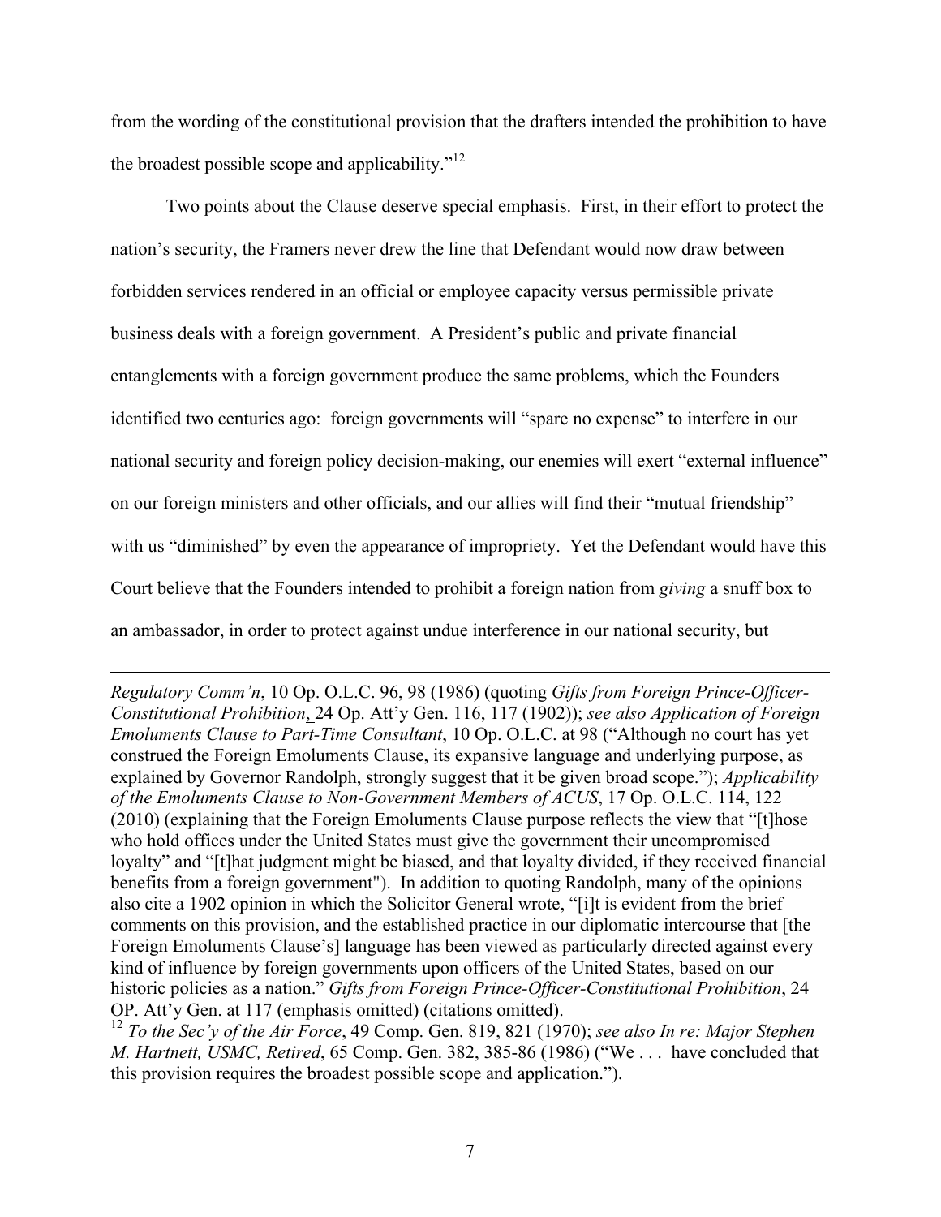from the wording of the constitutional provision that the drafters intended the prohibition to have the broadest possible scope and applicability."[12]

Two points about the Clause deserve special emphasis. First, in their effort to protect the nation's security, the Framers never drew the line that Defendant would now draw between forbidden services rendered in an official or employee capacity versus permissible private business deals with a foreign government. A President's public and private financial entanglements with a foreign government produce the same problems, which the Founders identified two centuries ago: foreign governments will "spare no expense" to interfere in our national security and foreign policy decision-making, our enemies will exert "external influence" on our foreign ministers and other officials, and our allies will find their "mutual friendship" with us "diminished" by even the appearance of impropriety. Yet the Defendant would have this Court believe that the Founders intended to prohibit a foreign nation from *giving* a snuff box to an ambassador, in order to protect against undue interference in our national security, but

---

*Regulatory Comm'n*, 10 Op. O.L.C. 96, 98 (1986) (quoting *Gifts from Foreign Prince-Officer-Constitutional Prohibition*, 24 Op. Att'y Gen. 116, 117 (1902)); *see also Application of Foreign Emoluments Clause to Part-Time Consultant*, 10 Op. O.L.C. at 98 ("Although no court has yet construed the Foreign Emoluments Clause, its expansive language and underlying purpose, as explained by Governor Randolph, strongly suggest that it be given broad scope."); *Applicability of the Emoluments Clause to Non-Government Members of ACUS*, 17 Op. O.L.C. 114, 122 (2010) (explaining that the Foreign Emoluments Clause purpose reflects the view that "[t]hose who hold offices under the United States must give the government their uncompromised loyalty" and "[t]hat judgment might be biased, and that loyalty divided, if they received financial benefits from a foreign government"). In addition to quoting Randolph, many of the opinions also cite a 1902 opinion in which the Solicitor General wrote, "[i]t is evident from the brief comments on this provision, and the established practice in our diplomatic intercourse that [the Foreign Emoluments Clause's] language has been viewed as particularly directed against every kind of influence by foreign governments upon officers of the United States, based on our historic policies as a nation." *Gifts from Foreign Prince-Officer-Constitutional Prohibition*, 24 OP. Att'y Gen. at 117 (emphasis omitted) (citations omitted).

[12] *To the Sec'y of the Air Force*, 49 Comp. Gen. 819, 821 (1970); *see also In re: Major Stephen M. Hartnett, USMC, Retired*, 65 Comp. Gen. 382, 385-86 (1986) ("We . . . have concluded that this provision requires the broadest possible scope and application.").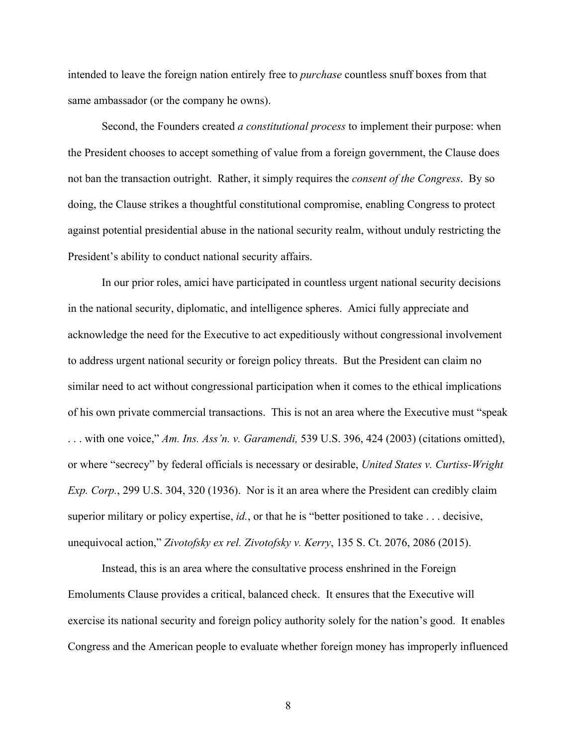intended to leave the foreign nation entirely free to *purchase* countless snuff boxes from that same ambassador (or the company he owns).

Second, the Founders created *a constitutional process* to implement their purpose: when the President chooses to accept something of value from a foreign government, the Clause does not ban the transaction outright. Rather, it simply requires the *consent of the Congress*. By so doing, the Clause strikes a thoughtful constitutional compromise, enabling Congress to protect against potential presidential abuse in the national security realm, without unduly restricting the President's ability to conduct national security affairs.

In our prior roles, amici have participated in countless urgent national security decisions in the national security, diplomatic, and intelligence spheres. Amici fully appreciate and acknowledge the need for the Executive to act expeditiously without congressional involvement to address urgent national security or foreign policy threats. But the President can claim no similar need to act without congressional participation when it comes to the ethical implications of his own private commercial transactions. This is not an area where the Executive must "speak . . . with one voice," *Am. Ins. Ass'n. v. Garamendi,* 539 U.S. 396, 424 (2003) (citations omitted), or where "secrecy" by federal officials is necessary or desirable, *United States v. Curtiss-Wright Exp. Corp.*, 299 U.S. 304, 320 (1936). Nor is it an area where the President can credibly claim superior military or policy expertise, *id.*, or that he is "better positioned to take . . . decisive, unequivocal action," *Zivotofsky ex rel. Zivotofsky v. Kerry*, 135 S. Ct. 2076, 2086 (2015).

Instead, this is an area where the consultative process enshrined in the Foreign Emoluments Clause provides a critical, balanced check. It ensures that the Executive will exercise its national security and foreign policy authority solely for the nation's good. It enables Congress and the American people to evaluate whether foreign money has improperly influenced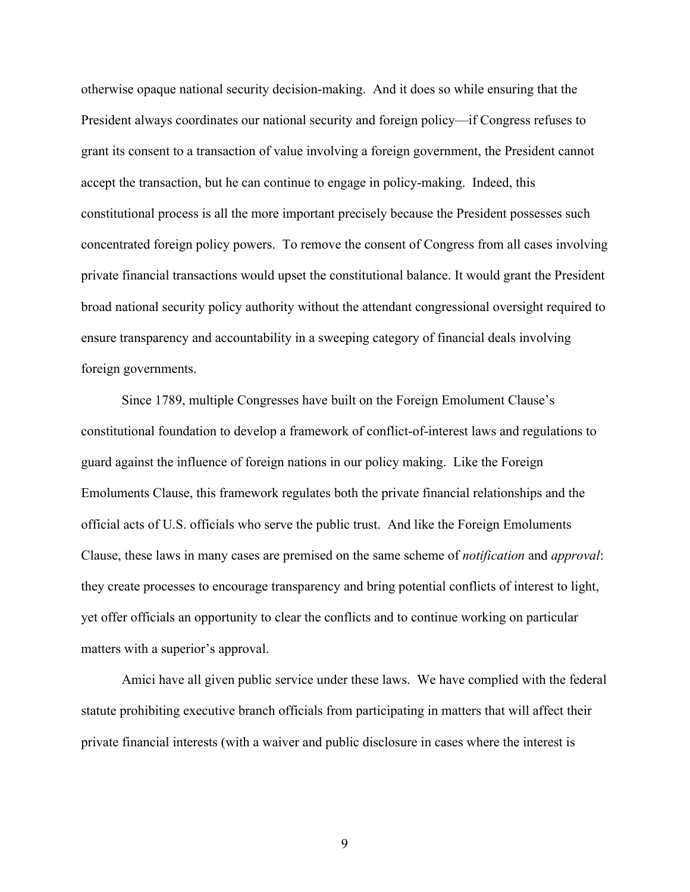otherwise opaque national security decision-making. And it does so while ensuring that the President always coordinates our national security and foreign policy—if Congress refuses to grant its consent to a transaction of value involving a foreign government, the President cannot accept the transaction, but he can continue to engage in policy-making. Indeed, this constitutional process is all the more important precisely because the President possesses such concentrated foreign policy powers. To remove the consent of Congress from all cases involving private financial transactions would upset the constitutional balance. It would grant the President broad national security policy authority without the attendant congressional oversight required to ensure transparency and accountability in a sweeping category of financial deals involving foreign governments.

Since 1789, multiple Congresses have built on the Foreign Emolument Clause's constitutional foundation to develop a framework of conflict-of-interest laws and regulations to guard against the influence of foreign nations in our policy making. Like the Foreign Emoluments Clause, this framework regulates both the private financial relationships and the official acts of U.S. officials who serve the public trust. And like the Foreign Emoluments Clause, these laws in many cases are premised on the same scheme of *notification* and *approval*: they create processes to encourage transparency and bring potential conflicts of interest to light, yet offer officials an opportunity to clear the conflicts and to continue working on particular matters with a superior's approval.

Amici have all given public service under these laws. We have complied with the federal statute prohibiting executive branch officials from participating in matters that will affect their private financial interests (with a waiver and public disclosure in cases where the interest is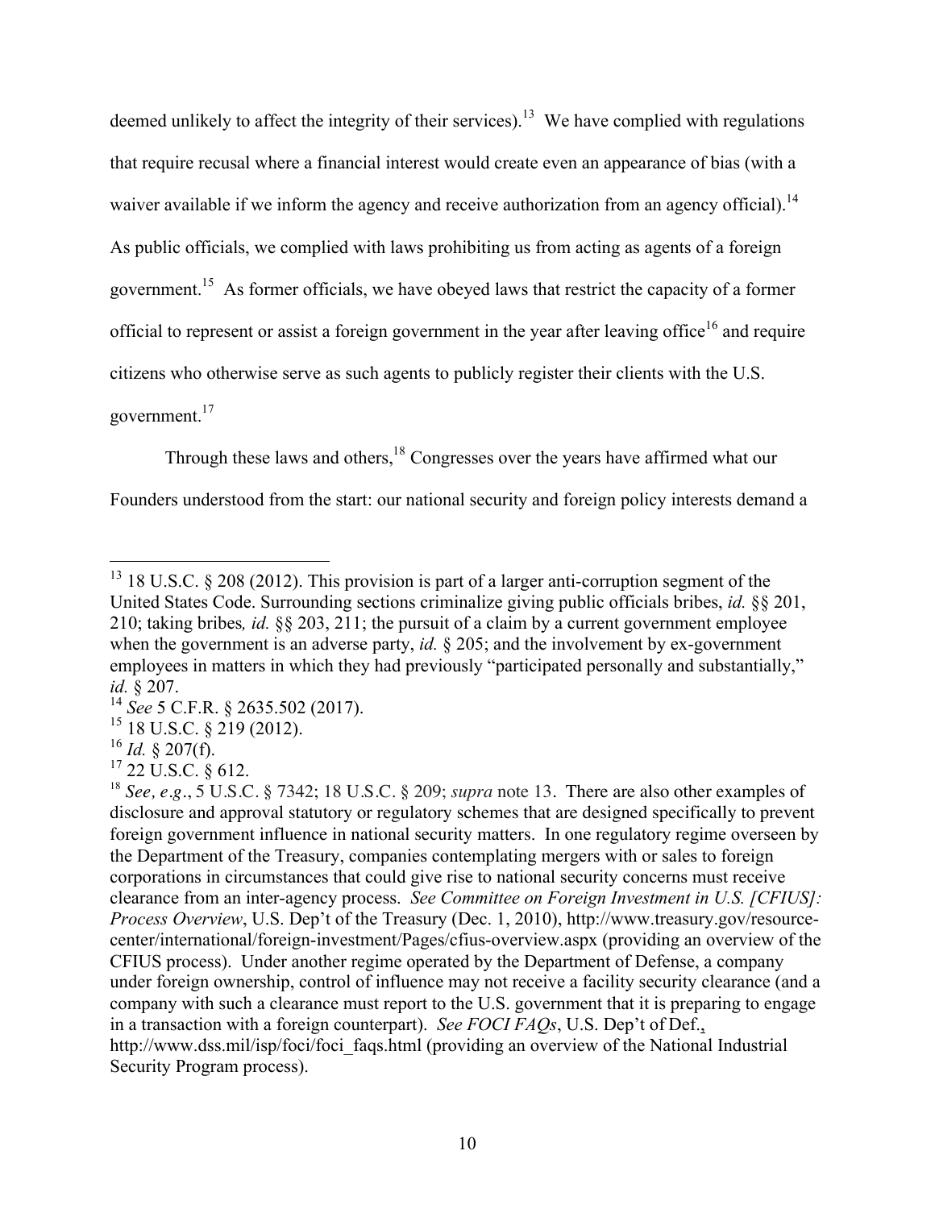deemed unlikely to affect the integrity of their services).[13] We have complied with regulations that require recusal where a financial interest would create even an appearance of bias (with a waiver available if we inform the agency and receive authorization from an agency official).[14] As public officials, we complied with laws prohibiting us from acting as agents of a foreign government.[15] As former officials, we have obeyed laws that restrict the capacity of a former official to represent or assist a foreign government in the year after leaving office[16] and require citizens who otherwise serve as such agents to publicly register their clients with the U.S. government.[17]

Through these laws and others,[18] Congresses over the years have affirmed what our Founders understood from the start: our national security and foreign policy interests demand a

---

[13] 18 U.S.C. § 208 (2012). This provision is part of a larger anti-corruption segment of the United States Code. Surrounding sections criminalize giving public officials bribes, *id.* §§ 201, 210; taking bribes*, id.* §§ 203, 211; the pursuit of a claim by a current government employee when the government is an adverse party, *id.* § 205; and the involvement by ex-government employees in matters in which they had previously "participated personally and substantially," *id.* § 207.

[14] *See* 5 C.F.R. § 2635.502 (2017).

[15] 18 U.S.C. § 219 (2012).

[16] *Id.* § 207(f).

[17] 22 U.S.C. § 612.

[18] *See, e.g*., 5 U.S.C. § 7342; 18 U.S.C. § 209; *supra* note 13. There are also other examples of disclosure and approval statutory or regulatory schemes that are designed specifically to prevent foreign government influence in national security matters. In one regulatory regime overseen by the Department of the Treasury, companies contemplating mergers with or sales to foreign corporations in circumstances that could give rise to national security concerns must receive clearance from an inter-agency process. *See Committee on Foreign Investment in U.S. [CFIUS]: Process Overview*, U.S. Dep't of the Treasury (Dec. 1, 2010), http://www.treasury.gov/resource-center/international/foreign-investment/Pages/cfius-overview.aspx (providing an overview of the CFIUS process). Under another regime operated by the Department of Defense, a company under foreign ownership, control of influence may not receive a facility security clearance (and a company with such a clearance must report to the U.S. government that it is preparing to engage in a transaction with a foreign counterpart). *See FOCI FAQs*, U.S. Dep't of Def., http://www.dss.mil/isp/foci/foci_faqs.html (providing an overview of the National Industrial Security Program process).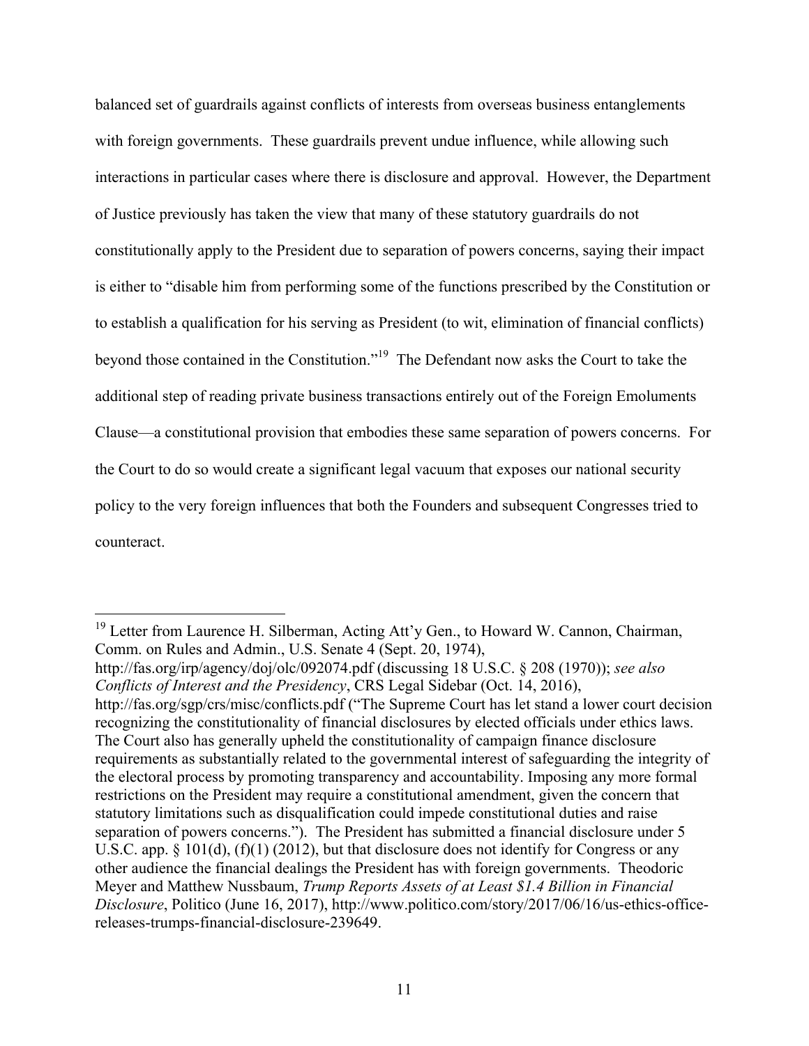balanced set of guardrails against conflicts of interests from overseas business entanglements with foreign governments. These guardrails prevent undue influence, while allowing such interactions in particular cases where there is disclosure and approval. However, the Department of Justice previously has taken the view that many of these statutory guardrails do not constitutionally apply to the President due to separation of powers concerns, saying their impact is either to "disable him from performing some of the functions prescribed by the Constitution or to establish a qualification for his serving as President (to wit, elimination of financial conflicts) beyond those contained in the Constitution."[19] The Defendant now asks the Court to take the additional step of reading private business transactions entirely out of the Foreign Emoluments Clause—a constitutional provision that embodies these same separation of powers concerns. For the Court to do so would create a significant legal vacuum that exposes our national security policy to the very foreign influences that both the Founders and subsequent Congresses tried to counteract.

---

[19] Letter from Laurence H. Silberman, Acting Att'y Gen., to Howard W. Cannon, Chairman, Comm. on Rules and Admin., U.S. Senate 4 (Sept. 20, 1974), http://fas.org/irp/agency/doj/olc/092074.pdf (discussing 18 U.S.C. § 208 (1970)); *see also Conflicts of Interest and the Presidency*, CRS Legal Sidebar (Oct. 14, 2016), http://fas.org/sgp/crs/misc/conflicts.pdf ("The Supreme Court has let stand a lower court decision recognizing the constitutionality of financial disclosures by elected officials under ethics laws. The Court also has generally upheld the constitutionality of campaign finance disclosure requirements as substantially related to the governmental interest of safeguarding the integrity of the electoral process by promoting transparency and accountability. Imposing any more formal restrictions on the President may require a constitutional amendment, given the concern that statutory limitations such as disqualification could impede constitutional duties and raise separation of powers concerns."). The President has submitted a financial disclosure under 5 U.S.C. app. § 101(d), (f)(1) (2012), but that disclosure does not identify for Congress or any other audience the financial dealings the President has with foreign governments. Theodoric Meyer and Matthew Nussbaum, *Trump Reports Assets of at Least $1.4 Billion in Financial Disclosure*, Politico (June 16, 2017), http://www.politico.com/story/2017/06/16/us-ethics-office-releases-trumps-financial-disclosure-239649.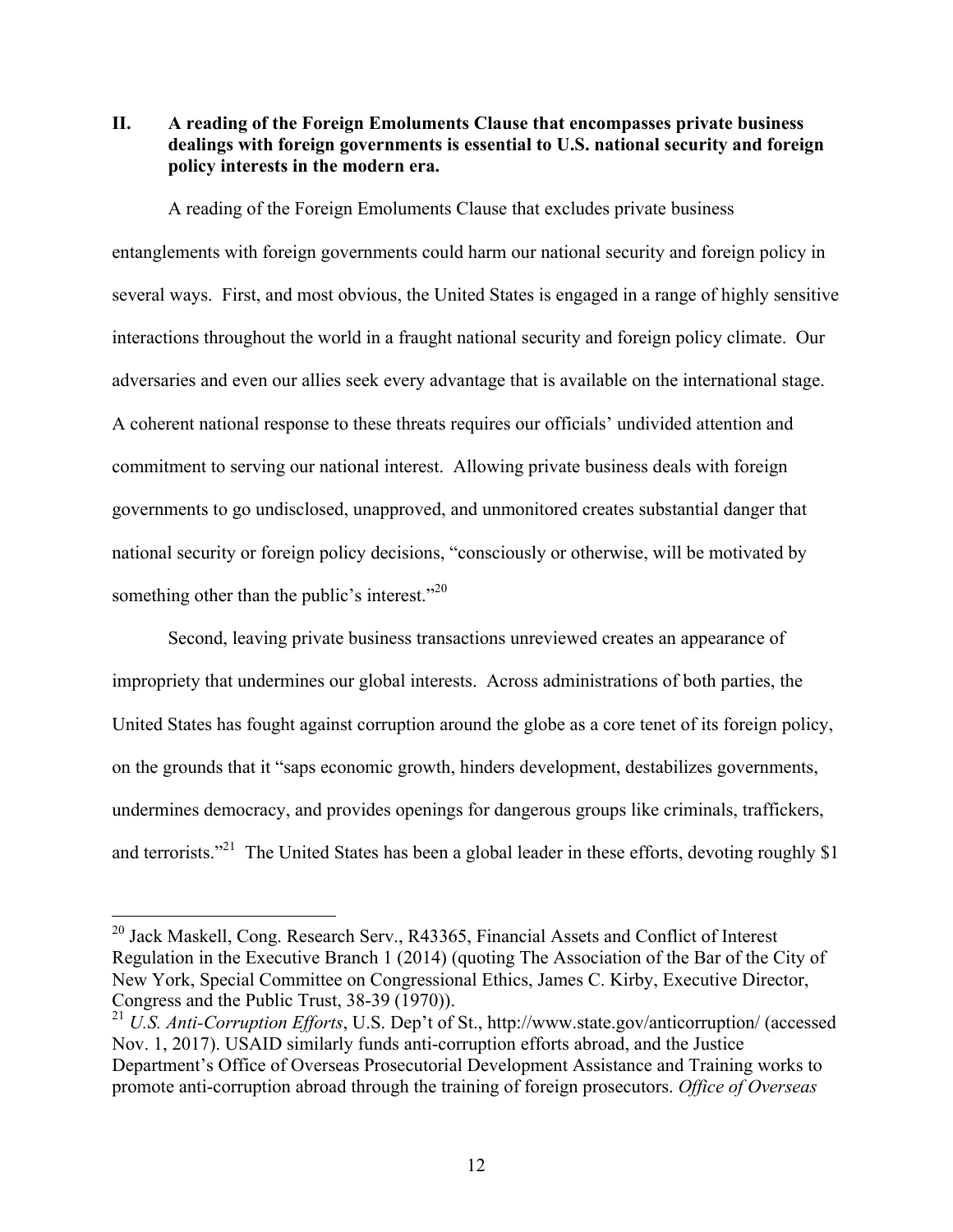## II. A reading of the Foreign Emoluments Clause that encompasses private business dealings with foreign governments is essential to U.S. national security and foreign policy interests in the modern era.

A reading of the Foreign Emoluments Clause that excludes private business entanglements with foreign governments could harm our national security and foreign policy in several ways. First, and most obvious, the United States is engaged in a range of highly sensitive interactions throughout the world in a fraught national security and foreign policy climate. Our adversaries and even our allies seek every advantage that is available on the international stage. A coherent national response to these threats requires our officials' undivided attention and commitment to serving our national interest. Allowing private business deals with foreign governments to go undisclosed, unapproved, and unmonitored creates substantial danger that national security or foreign policy decisions, "consciously or otherwise, will be motivated by something other than the public's interest."[20]

Second, leaving private business transactions unreviewed creates an appearance of impropriety that undermines our global interests. Across administrations of both parties, the United States has fought against corruption around the globe as a core tenet of its foreign policy, on the grounds that it "saps economic growth, hinders development, destabilizes governments, undermines democracy, and provides openings for dangerous groups like criminals, traffickers, and terrorists."[21] The United States has been a global leader in these efforts, devoting roughly $1

---

[20] Jack Maskell, Cong. Research Serv., R43365, Financial Assets and Conflict of Interest Regulation in the Executive Branch 1 (2014) (quoting The Association of the Bar of the City of New York, Special Committee on Congressional Ethics, James C. Kirby, Executive Director, Congress and the Public Trust, 38-39 (1970)).

[21] *U.S. Anti-Corruption Efforts*, U.S. Dep't of St., http://www.state.gov/anticorruption/ (accessed Nov. 1, 2017). USAID similarly funds anti-corruption efforts abroad, and the Justice Department's Office of Overseas Prosecutorial Development Assistance and Training works to promote anti-corruption abroad through the training of foreign prosecutors. *Office of Overseas*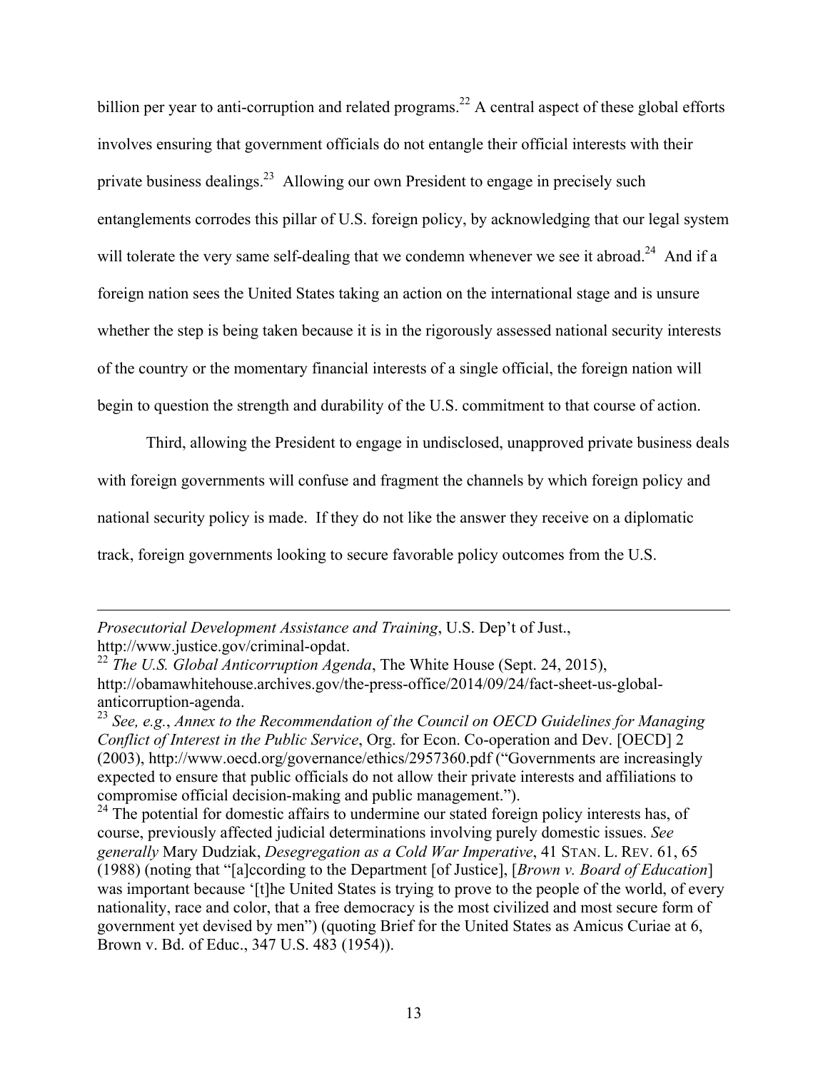billion per year to anti-corruption and related programs.[22] A central aspect of these global efforts involves ensuring that government officials do not entangle their official interests with their private business dealings.[23] Allowing our own President to engage in precisely such entanglements corrodes this pillar of U.S. foreign policy, by acknowledging that our legal system will tolerate the very same self-dealing that we condemn whenever we see it abroad.[24] And if a foreign nation sees the United States taking an action on the international stage and is unsure whether the step is being taken because it is in the rigorously assessed national security interests of the country or the momentary financial interests of a single official, the foreign nation will begin to question the strength and durability of the U.S. commitment to that course of action.

Third, allowing the President to engage in undisclosed, unapproved private business deals with foreign governments will confuse and fragment the channels by which foreign policy and national security policy is made. If they do not like the answer they receive on a diplomatic track, foreign governments looking to secure favorable policy outcomes from the U.S.

---

*Prosecutorial Development Assistance and Training*, U.S. Dep't of Just., http://www.justice.gov/criminal-opdat.

[22] *The U.S. Global Anticorruption Agenda*, The White House (Sept. 24, 2015), http://obamawhitehouse.archives.gov/the-press-office/2014/09/24/fact-sheet-us-global-anticorruption-agenda.

[23] *See, e.g.*, *Annex to the Recommendation of the Council on OECD Guidelines for Managing Conflict of Interest in the Public Service*, Org. for Econ. Co-operation and Dev. [OECD] 2 (2003), http://www.oecd.org/governance/ethics/2957360.pdf ("Governments are increasingly expected to ensure that public officials do not allow their private interests and affiliations to compromise official decision-making and public management.").

[24] The potential for domestic affairs to undermine our stated foreign policy interests has, of course, previously affected judicial determinations involving purely domestic issues. *See generally* Mary Dudziak, *Desegregation as a Cold War Imperative*, 41 STAN. L. REV. 61, 65 (1988) (noting that "[a]ccording to the Department [of Justice], [*Brown v. Board of Education*] was important because '[t]he United States is trying to prove to the people of the world, of every nationality, race and color, that a free democracy is the most civilized and most secure form of government yet devised by men") (quoting Brief for the United States as Amicus Curiae at 6, Brown v. Bd. of Educ., 347 U.S. 483 (1954)).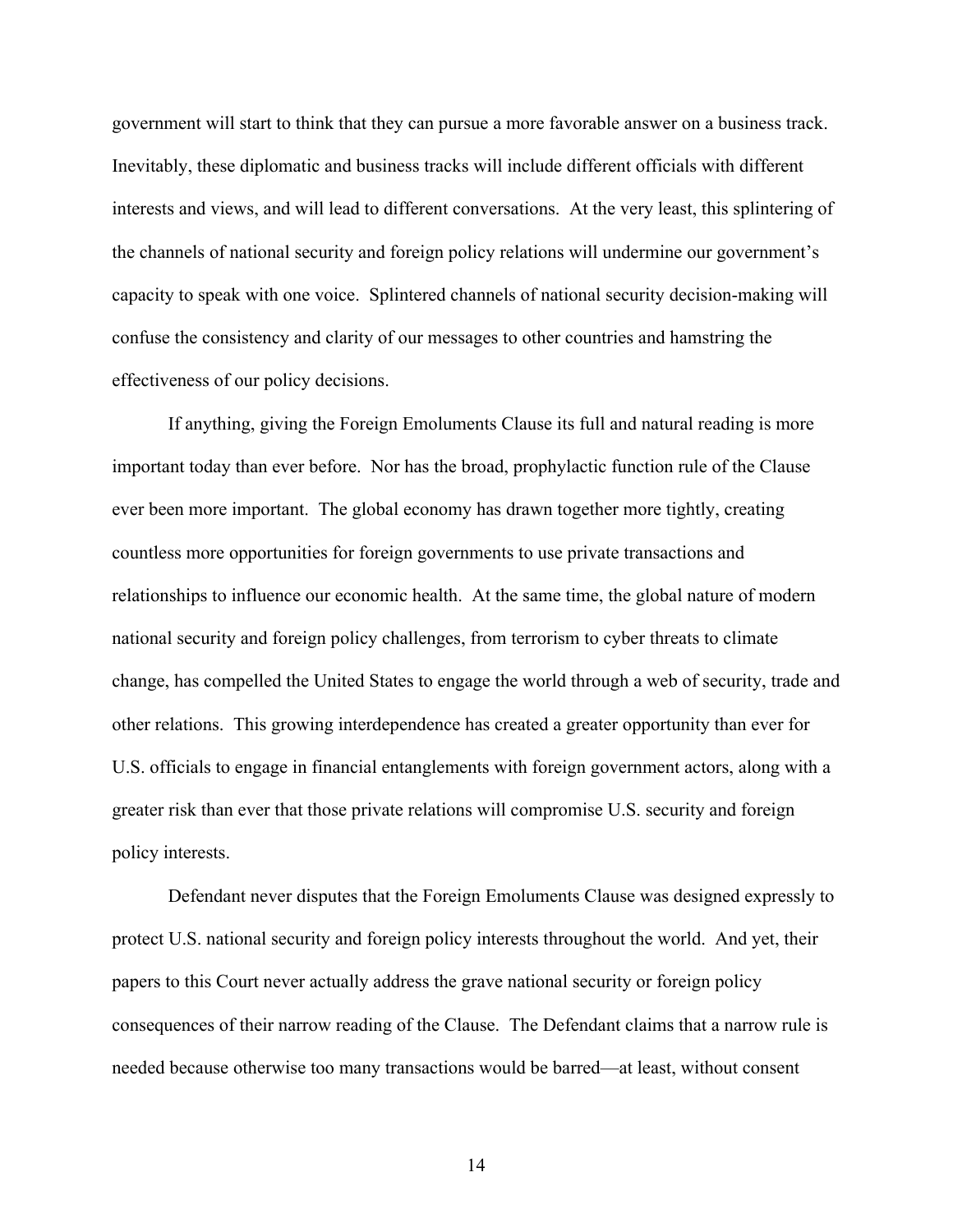government will start to think that they can pursue a more favorable answer on a business track. Inevitably, these diplomatic and business tracks will include different officials with different interests and views, and will lead to different conversations. At the very least, this splintering of the channels of national security and foreign policy relations will undermine our government's capacity to speak with one voice. Splintered channels of national security decision-making will confuse the consistency and clarity of our messages to other countries and hamstring the effectiveness of our policy decisions.

If anything, giving the Foreign Emoluments Clause its full and natural reading is more important today than ever before. Nor has the broad, prophylactic function rule of the Clause ever been more important. The global economy has drawn together more tightly, creating countless more opportunities for foreign governments to use private transactions and relationships to influence our economic health. At the same time, the global nature of modern national security and foreign policy challenges, from terrorism to cyber threats to climate change, has compelled the United States to engage the world through a web of security, trade and other relations. This growing interdependence has created a greater opportunity than ever for U.S. officials to engage in financial entanglements with foreign government actors, along with a greater risk than ever that those private relations will compromise U.S. security and foreign policy interests.

Defendant never disputes that the Foreign Emoluments Clause was designed expressly to protect U.S. national security and foreign policy interests throughout the world. And yet, their papers to this Court never actually address the grave national security or foreign policy consequences of their narrow reading of the Clause. The Defendant claims that a narrow rule is needed because otherwise too many transactions would be barred—at least, without consent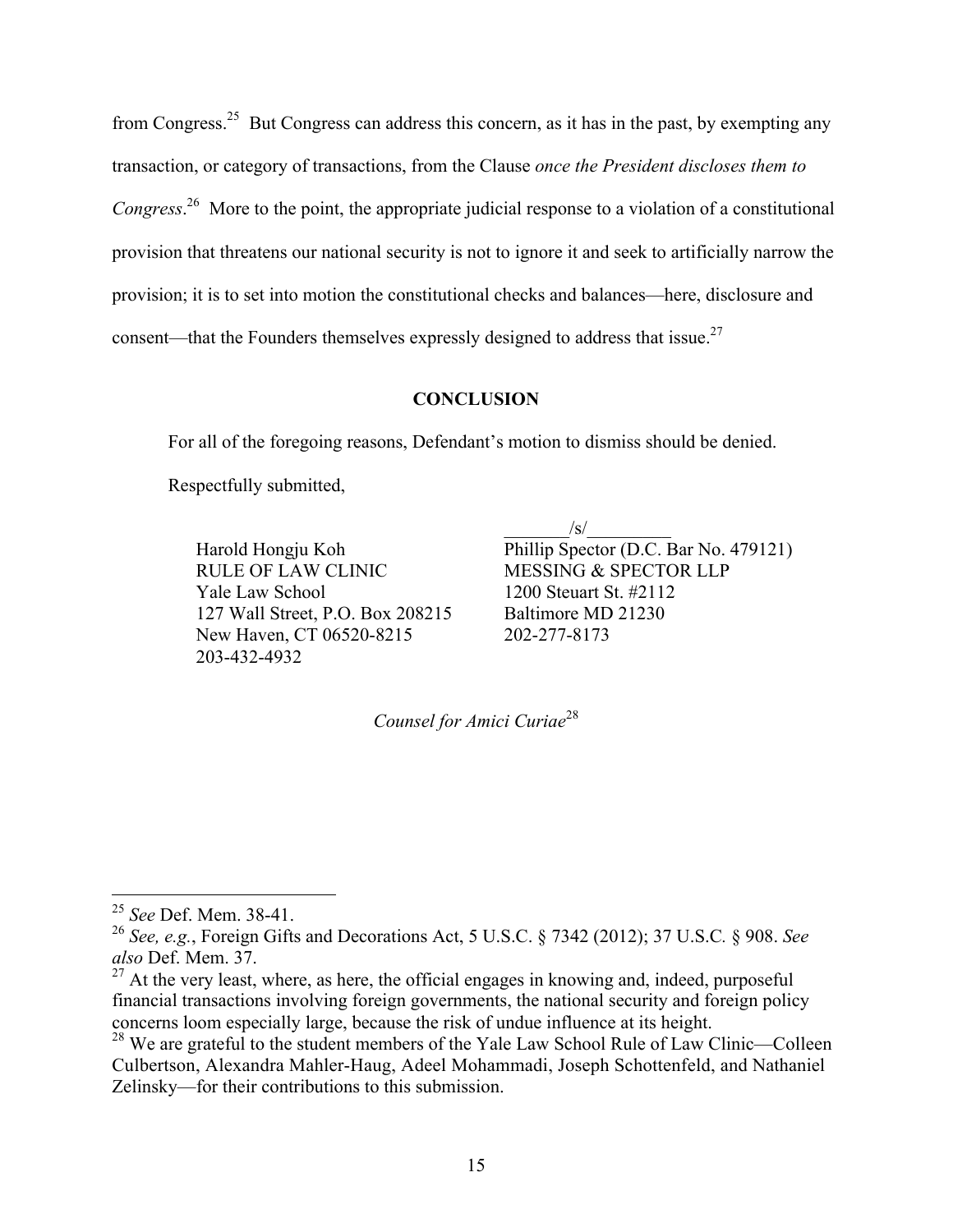from Congress.[25] But Congress can address this concern, as it has in the past, by exempting any transaction, or category of transactions, from the Clause *once the President discloses them to Congress*.[26] More to the point, the appropriate judicial response to a violation of a constitutional provision that threatens our national security is not to ignore it and seek to artificially narrow the provision; it is to set into motion the constitutional checks and balances—here, disclosure and consent—that the Founders themselves expressly designed to address that issue.[27]

**CONCLUSION**

For all of the foregoing reasons, Defendant's motion to dismiss should be denied.

Respectfully submitted,

Harold Hongju Koh
RULE OF LAW CLINIC
Yale Law School
127 Wall Street, P.O. Box 208215
New Haven, CT 06520-8215
203-432-4932

_______/s/_________
Phillip Spector (D.C. Bar No. 479121)
MESSING & SPECTOR LLP
1200 Steuart St. #2112
Baltimore MD 21230
202-277-8173

*Counsel for Amici Curiae*[28]

---

[25] *See* Def. Mem. 38-41.

[26] *See, e.g.*, Foreign Gifts and Decorations Act, 5 U.S.C. § 7342 (2012); 37 U.S.C. § 908. *See also* Def. Mem. 37.

[27] At the very least, where, as here, the official engages in knowing and, indeed, purposeful financial transactions involving foreign governments, the national security and foreign policy concerns loom especially large, because the risk of undue influence at its height.

[28] We are grateful to the student members of the Yale Law School Rule of Law Clinic—Colleen Culbertson, Alexandra Mahler-Haug, Adeel Mohammadi, Joseph Schottenfeld, and Nathaniel Zelinsky—for their contributions to this submission.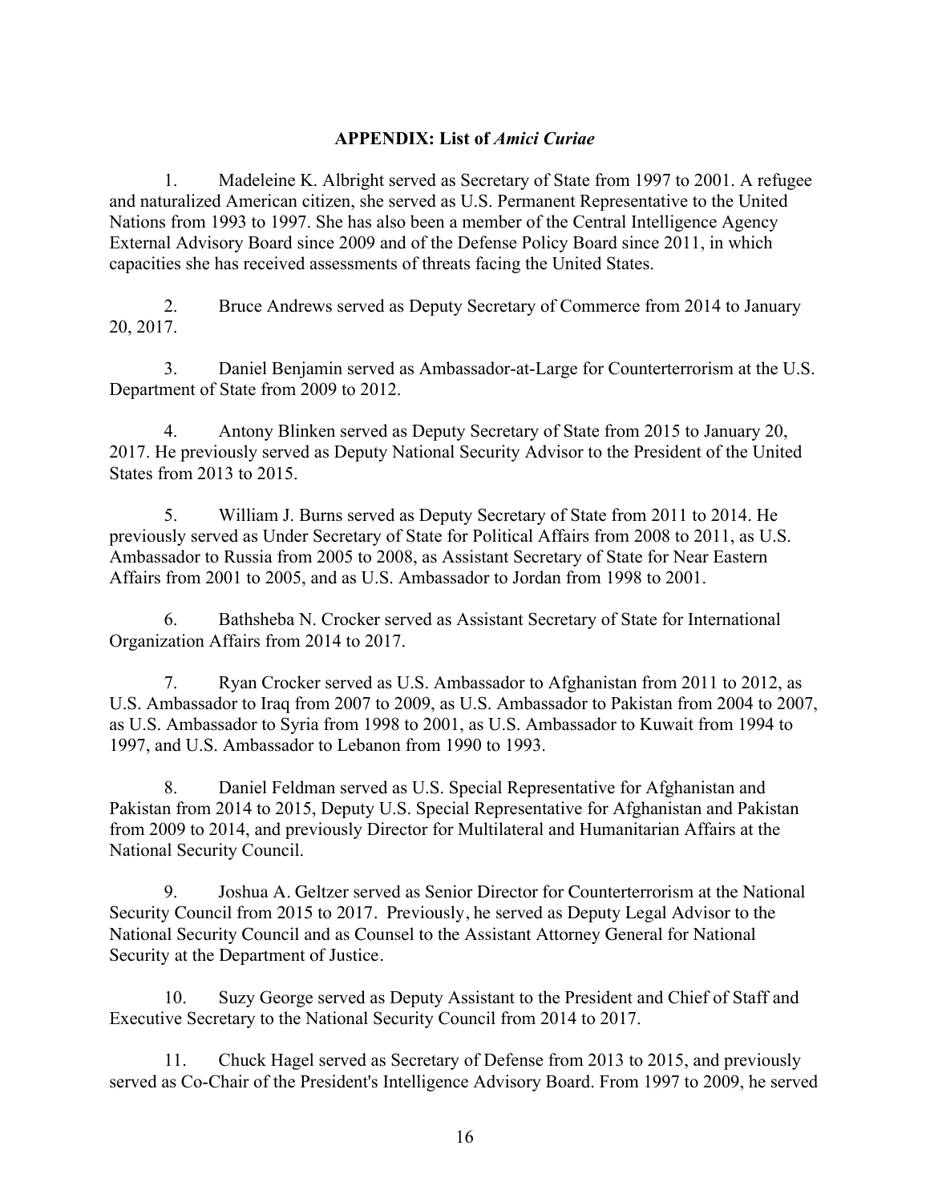**APPENDIX: List of *Amici Curiae***

1. Madeleine K. Albright served as Secretary of State from 1997 to 2001. A refugee and naturalized American citizen, she served as U.S. Permanent Representative to the United Nations from 1993 to 1997. She has also been a member of the Central Intelligence Agency External Advisory Board since 2009 and of the Defense Policy Board since 2011, in which capacities she has received assessments of threats facing the United States.

2. Bruce Andrews served as Deputy Secretary of Commerce from 2014 to January 20, 2017.

3. Daniel Benjamin served as Ambassador-at-Large for Counterterrorism at the U.S. Department of State from 2009 to 2012.

4. Antony Blinken served as Deputy Secretary of State from 2015 to January 20, 2017. He previously served as Deputy National Security Advisor to the President of the United States from 2013 to 2015.

5. William J. Burns served as Deputy Secretary of State from 2011 to 2014. He previously served as Under Secretary of State for Political Affairs from 2008 to 2011, as U.S. Ambassador to Russia from 2005 to 2008, as Assistant Secretary of State for Near Eastern Affairs from 2001 to 2005, and as U.S. Ambassador to Jordan from 1998 to 2001.

6. Bathsheba N. Crocker served as Assistant Secretary of State for International Organization Affairs from 2014 to 2017.

7. Ryan Crocker served as U.S. Ambassador to Afghanistan from 2011 to 2012, as U.S. Ambassador to Iraq from 2007 to 2009, as U.S. Ambassador to Pakistan from 2004 to 2007, as U.S. Ambassador to Syria from 1998 to 2001, as U.S. Ambassador to Kuwait from 1994 to 1997, and U.S. Ambassador to Lebanon from 1990 to 1993.

8. Daniel Feldman served as U.S. Special Representative for Afghanistan and Pakistan from 2014 to 2015, Deputy U.S. Special Representative for Afghanistan and Pakistan from 2009 to 2014, and previously Director for Multilateral and Humanitarian Affairs at the National Security Council.

9. Joshua A. Geltzer served as Senior Director for Counterterrorism at the National Security Council from 2015 to 2017. Previously, he served as Deputy Legal Advisor to the National Security Council and as Counsel to the Assistant Attorney General for National Security at the Department of Justice.

10. Suzy George served as Deputy Assistant to the President and Chief of Staff and Executive Secretary to the National Security Council from 2014 to 2017.

11. Chuck Hagel served as Secretary of Defense from 2013 to 2015, and previously served as Co-Chair of the President's Intelligence Advisory Board. From 1997 to 2009, he served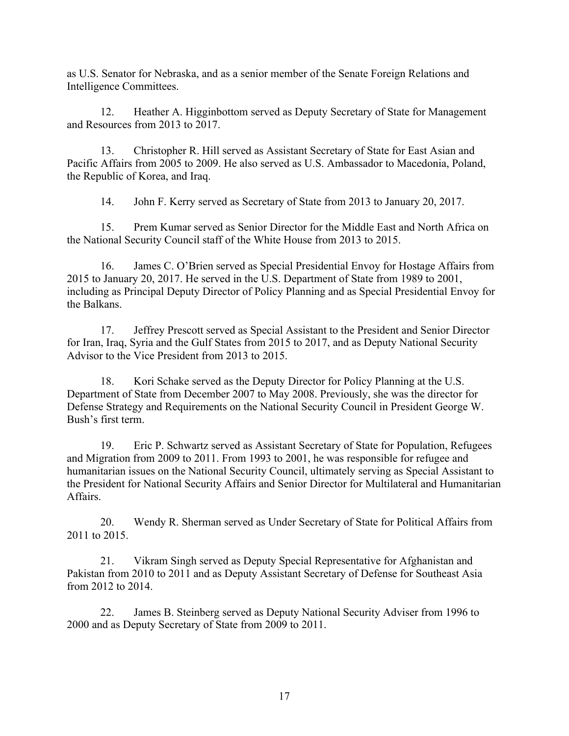as U.S. Senator for Nebraska, and as a senior member of the Senate Foreign Relations and Intelligence Committees.

12. Heather A. Higginbottom served as Deputy Secretary of State for Management and Resources from 2013 to 2017.

13. Christopher R. Hill served as Assistant Secretary of State for East Asian and Pacific Affairs from 2005 to 2009. He also served as U.S. Ambassador to Macedonia, Poland, the Republic of Korea, and Iraq.

14. John F. Kerry served as Secretary of State from 2013 to January 20, 2017.

15. Prem Kumar served as Senior Director for the Middle East and North Africa on the National Security Council staff of the White House from 2013 to 2015.

16. James C. O'Brien served as Special Presidential Envoy for Hostage Affairs from 2015 to January 20, 2017. He served in the U.S. Department of State from 1989 to 2001, including as Principal Deputy Director of Policy Planning and as Special Presidential Envoy for the Balkans.

17. Jeffrey Prescott served as Special Assistant to the President and Senior Director for Iran, Iraq, Syria and the Gulf States from 2015 to 2017, and as Deputy National Security Advisor to the Vice President from 2013 to 2015.

18. Kori Schake served as the Deputy Director for Policy Planning at the U.S. Department of State from December 2007 to May 2008. Previously, she was the director for Defense Strategy and Requirements on the National Security Council in President George W. Bush's first term.

19. Eric P. Schwartz served as Assistant Secretary of State for Population, Refugees and Migration from 2009 to 2011. From 1993 to 2001, he was responsible for refugee and humanitarian issues on the National Security Council, ultimately serving as Special Assistant to the President for National Security Affairs and Senior Director for Multilateral and Humanitarian Affairs.

20. Wendy R. Sherman served as Under Secretary of State for Political Affairs from 2011 to 2015.

21. Vikram Singh served as Deputy Special Representative for Afghanistan and Pakistan from 2010 to 2011 and as Deputy Assistant Secretary of Defense for Southeast Asia from 2012 to 2014.

22. James B. Steinberg served as Deputy National Security Adviser from 1996 to 2000 and as Deputy Secretary of State from 2009 to 2011.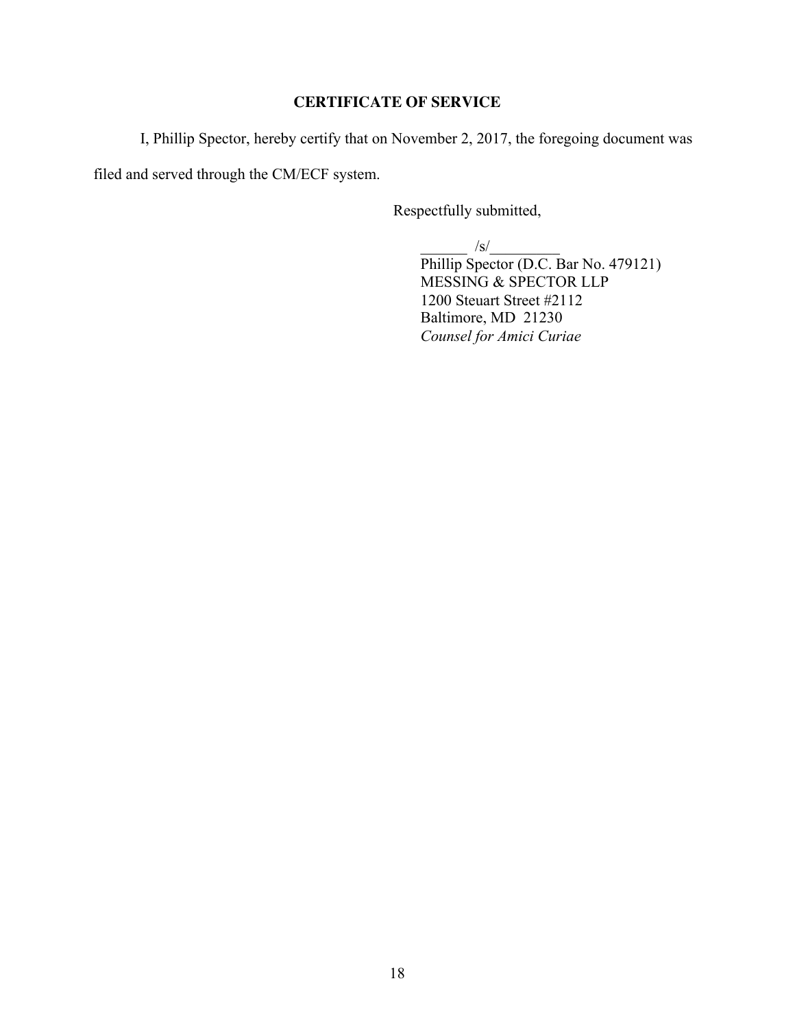## CERTIFICATE OF SERVICE

I, Phillip Spector, hereby certify that on November 2, 2017, the foregoing document was filed and served through the CM/ECF system.

Respectfully submitted,

______ /s/_________
Phillip Spector (D.C. Bar No. 479121)
MESSING & SPECTOR LLP
1200 Steuart Street #2112
Baltimore, MD 21230
*Counsel for Amici Curiae*